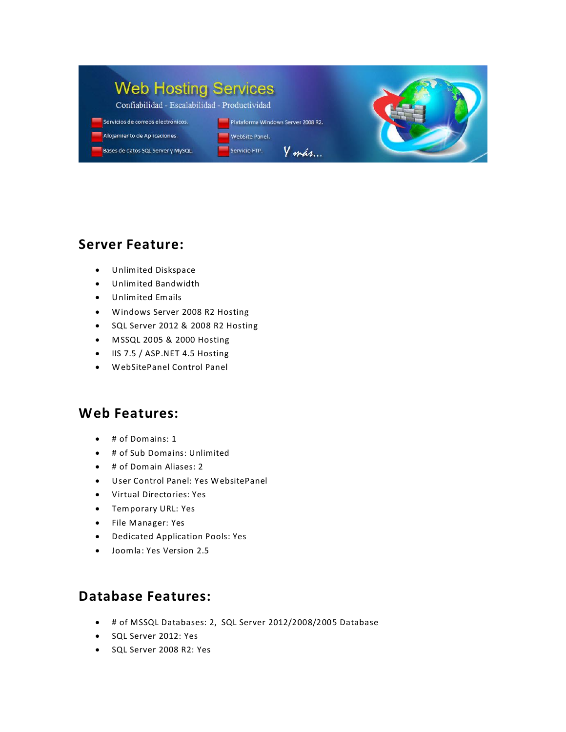# Web Hosting Services

Confiabilidad - Escalabilidad - Productividad

- Servicios de correos electrónicos.
- Alojamiento de Aplicaciones.
- Bases de datos SQL Server y MySQL.
- Plataforma Windows Server 2008 R2.
- WebSite Panel.
- Servicio FTP.

*Y más...*

## Server Feature:

- Unlimited Diskspace
- Unlimited Bandwidth
- Unlimited Emails
- Windows Server 2008 R2 Hosting
- SQL Server 2012 & 2008 R2 Hosting
- MSSQL 2005 & 2000 Hosting
- IIS 7.5 / ASP.NET 4.5 Hosting
- WebSitePanel Control Panel

## Web Features:

- # of Domains: 1
- # of Sub Domains: Unlimited
- # of Domain Aliases: 2
- User Control Panel: Yes WebsitePanel
- Virtual Directories: Yes
- Temporary URL: Yes
- File Manager: Yes
- Dedicated Application Pools: Yes
- Joomla: Yes Version 2.5

## Database Features:

- # of MSSQL Databases: 2, SQL Server 2012/2008/2005 Database
- SQL Server 2012: Yes
- SQL Server 2008 R2: Yes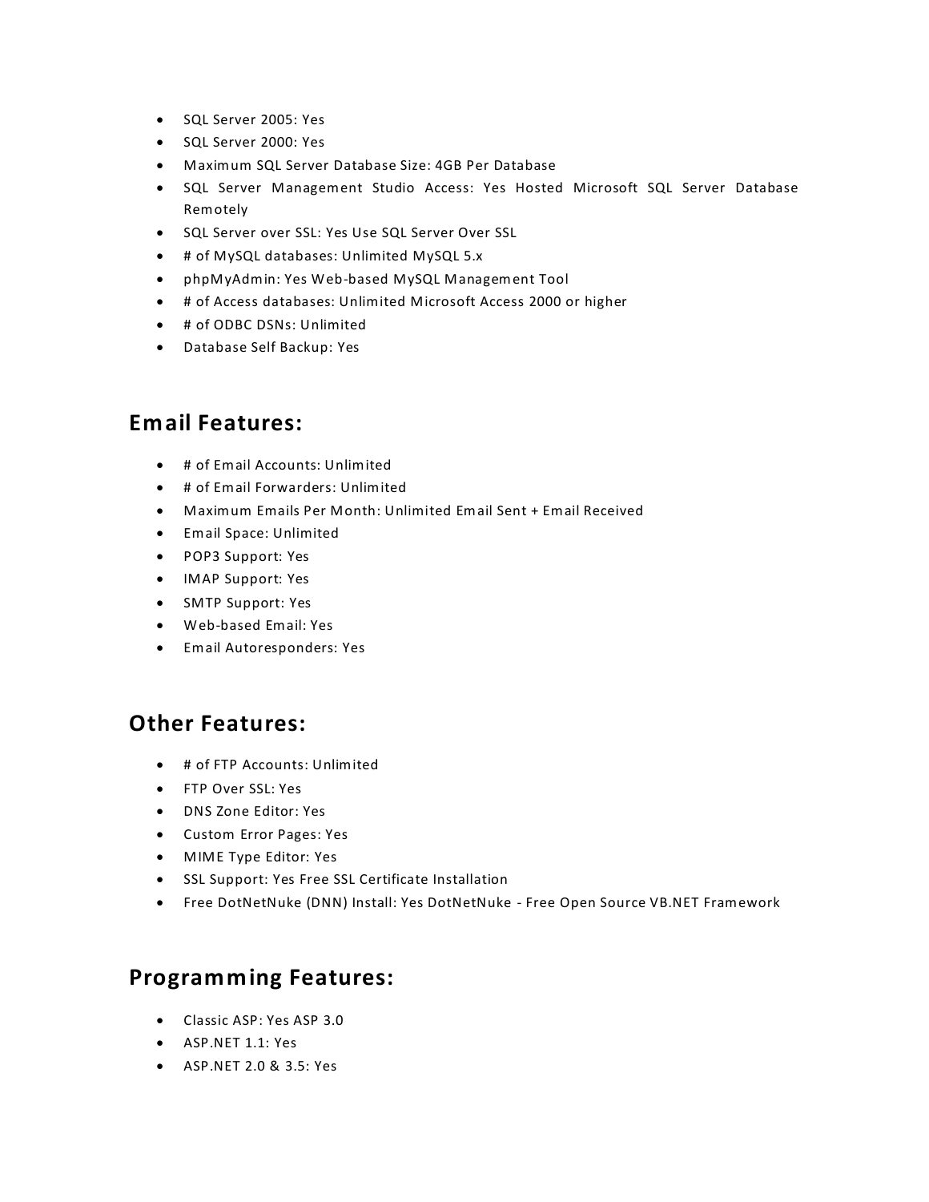- SQL Server 2005: Yes
- SQL Server 2000: Yes
- Maximum SQL Server Database Size: 4GB Per Database
- SQL Server Management Studio Access: Yes Hosted Microsoft SQL Server Database Remotely
- SQL Server over SSL: Yes Use SQL Server Over SSL
- # of MySQL databases: Unlimited MySQL 5.x
- phpMyAdmin: Yes Web-based MySQL Management Tool
- # of Access databases: Unlimited Microsoft Access 2000 or higher
- # of ODBC DSNs: Unlimited
- Database Self Backup: Yes

## Email Features:

- # of Email Accounts: Unlimited
- # of Email Forwarders: Unlimited
- Maximum Emails Per Month: Unlimited Email Sent + Email Received
- Email Space: Unlimited
- POP3 Support: Yes
- IMAP Support: Yes
- SMTP Support: Yes
- Web-based Email: Yes
- Email Autoresponders: Yes

## Other Features:

- # of FTP Accounts: Unlimited
- FTP Over SSL: Yes
- DNS Zone Editor: Yes
- Custom Error Pages: Yes
- MIME Type Editor: Yes
- SSL Support: Yes Free SSL Certificate Installation
- Free DotNetNuke (DNN) Install: Yes DotNetNuke - Free Open Source VB.NET Framework

## Programming Features:

- Classic ASP: Yes ASP 3.0
- ASP.NET 1.1: Yes
- ASP.NET 2.0 & 3.5: Yes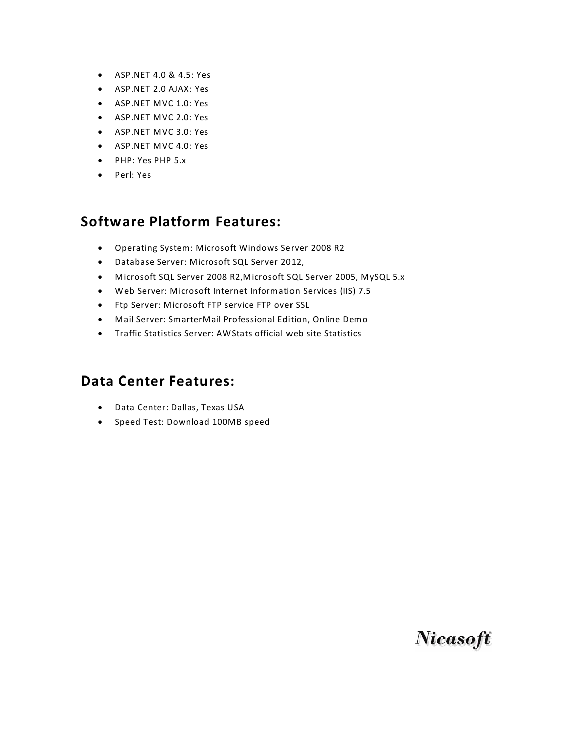- ASP.NET 4.0 & 4.5: Yes
- ASP.NET 2.0 AJAX: Yes
- ASP.NET MVC 1.0: Yes
- ASP.NET MVC 2.0: Yes
- ASP.NET MVC 3.0: Yes
- ASP.NET MVC 4.0: Yes
- PHP: Yes PHP 5.x
- Perl: Yes

## Software Platform Features:

- Operating System: Microsoft Windows Server 2008 R2
- Database Server: Microsoft SQL Server 2012,
- Microsoft SQL Server 2008 R2,Microsoft SQL Server 2005, MySQL 5.x
- Web Server: Microsoft Internet Information Services (IIS) 7.5
- Ftp Server: Microsoft FTP service FTP over SSL
- Mail Server: SmarterMail Professional Edition, Online Demo
- Traffic Statistics Server: AWStats official web site Statistics

## Data Center Features:

- Data Center: Dallas, Texas USA
- Speed Test: Download 100MB speed